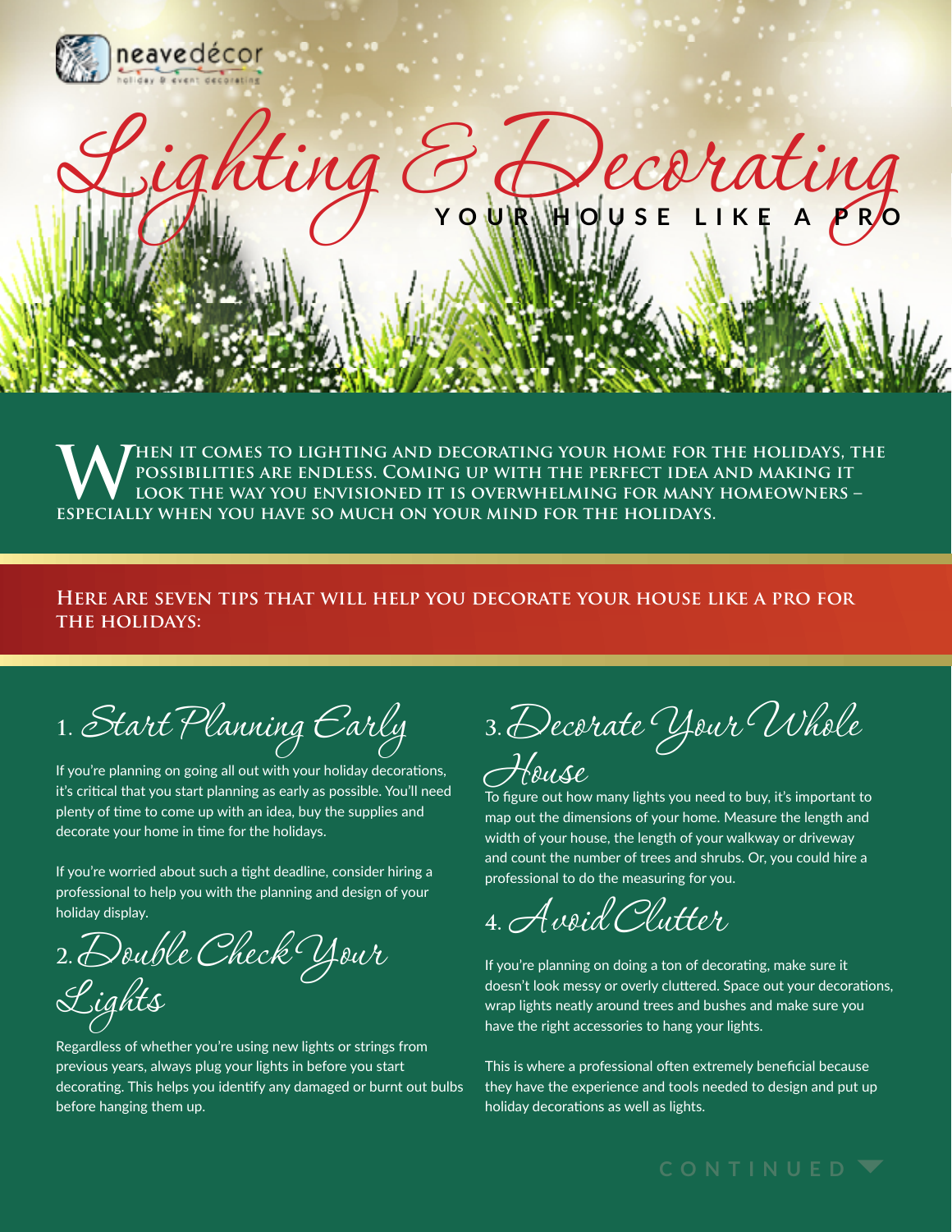neavedécor
holiday & event decorating

# Lighting & Decorating
## YOUR HOUSE LIKE A PRO

**WHEN IT COMES TO LIGHTING AND DECORATING YOUR HOME FOR THE HOLIDAYS, THE POSSIBILITIES ARE ENDLESS. COMING UP WITH THE PERFECT IDEA AND MAKING IT LOOK THE WAY YOU ENVISIONED IT IS OVERWHELMING FOR MANY HOMEOWNERS – ESPECIALLY WHEN YOU HAVE SO MUCH ON YOUR MIND FOR THE HOLIDAYS.**

**HERE ARE SEVEN TIPS THAT WILL HELP YOU DECORATE YOUR HOUSE LIKE A PRO FOR THE HOLIDAYS:**

### 1. Start Planning Early

If you're planning on going all out with your holiday decorations, it's critical that you start planning as early as possible. You'll need plenty of time to come up with an idea, buy the supplies and decorate your home in time for the holidays.

If you're worried about such a tight deadline, consider hiring a professional to help you with the planning and design of your holiday display.

### 2. Double Check Your Lights

Regardless of whether you're using new lights or strings from previous years, always plug your lights in before you start decorating. This helps you identify any damaged or burnt out bulbs before hanging them up.

### 3. Decorate Your Whole House

To figure out how many lights you need to buy, it's important to map out the dimensions of your home. Measure the length and width of your house, the length of your walkway or driveway and count the number of trees and shrubs. Or, you could hire a professional to do the measuring for you.

### 4. Avoid Clutter

If you're planning on doing a ton of decorating, make sure it doesn't look messy or overly cluttered. Space out your decorations, wrap lights neatly around trees and bushes and make sure you have the right accessories to hang your lights.

This is where a professional often extremely beneficial because they have the experience and tools needed to design and put up holiday decorations as well as lights.

CONTINUED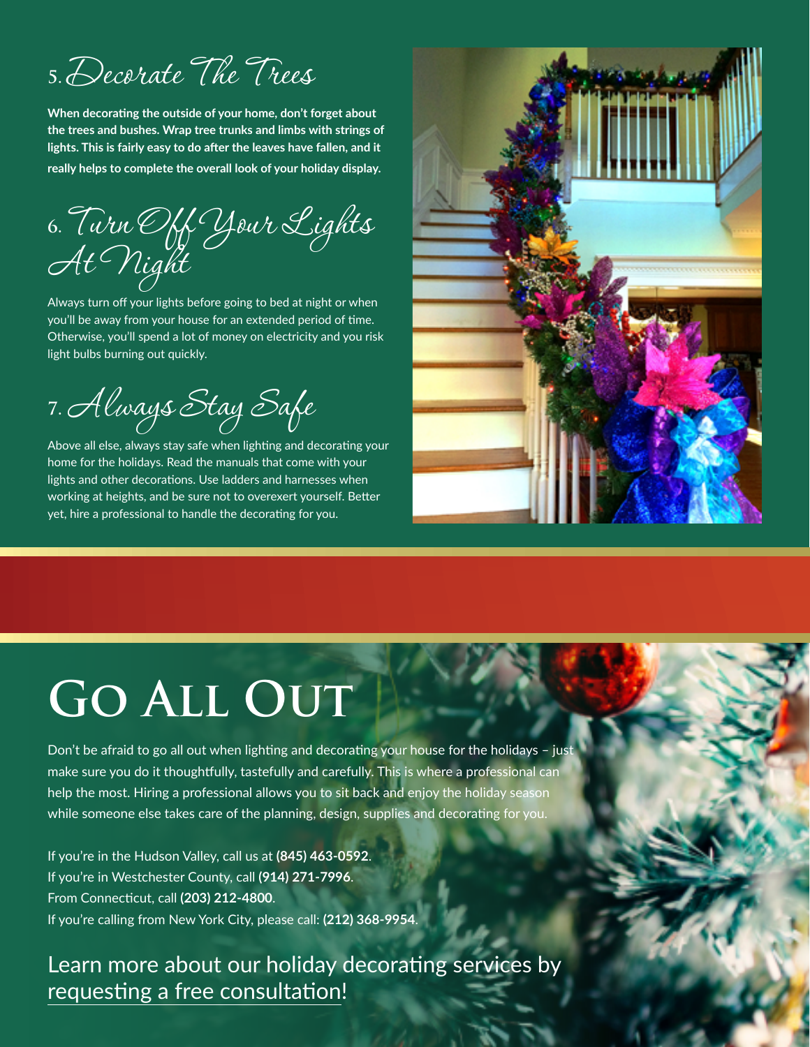## 5. Decorate The Trees

**When decorating the outside of your home, don't forget about the trees and bushes. Wrap tree trunks and limbs with strings of lights. This is fairly easy to do after the leaves have fallen, and it really helps to complete the overall look of your holiday display.**

## 6. Turn Off Your Lights At Night

Always turn off your lights before going to bed at night or when you'll be away from your house for an extended period of time. Otherwise, you'll spend a lot of money on electricity and you risk light bulbs burning out quickly.

## 7. Always Stay Safe

Above all else, always stay safe when lighting and decorating your home for the holidays. Read the manuals that come with your lights and other decorations. Use ladders and harnesses when working at heights, and be sure not to overexert yourself. Better yet, hire a professional to handle the decorating for you.

# Go All Out

Don't be afraid to go all out when lighting and decorating your house for the holidays – just make sure you do it thoughtfully, tastefully and carefully. This is where a professional can help the most. Hiring a professional allows you to sit back and enjoy the holiday season while someone else takes care of the planning, design, supplies and decorating for you.

If you're in the Hudson Valley, call us at **(845) 463-0592**.
If you're in Westchester County, call **(914) 271-7996**.
From Connecticut, call **(203) 212-4800**.
If you're calling from New York City, please call: **(212) 368-9954**.

Learn more about our holiday decorating services by requesting a free consultation!